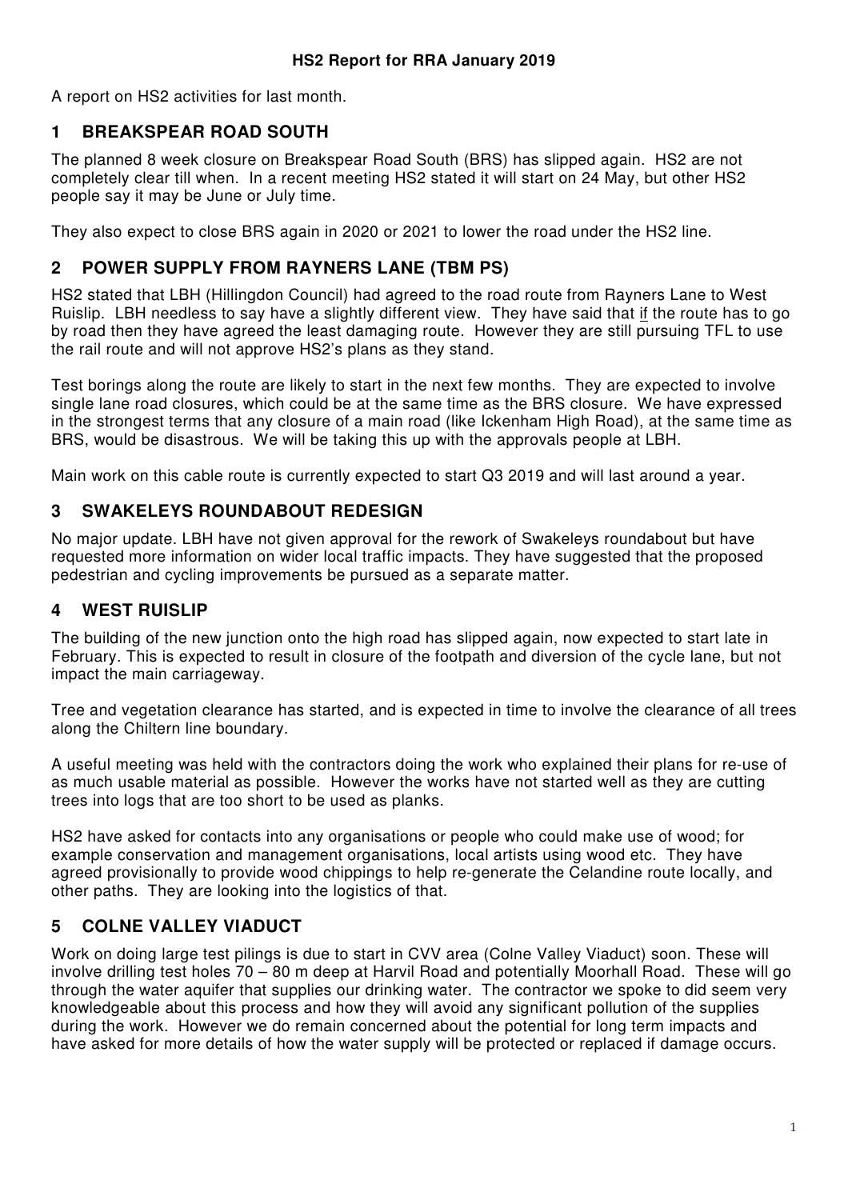# HS2 Report for RRA January 2019

A report on HS2 activities for last month.

## 1 BREAKSPEAR ROAD SOUTH

The planned 8 week closure on Breakspear Road South (BRS) has slipped again. HS2 are not completely clear till when. In a recent meeting HS2 stated it will start on 24 May, but other HS2 people say it may be June or July time.

They also expect to close BRS again in 2020 or 2021 to lower the road under the HS2 line.

## 2 POWER SUPPLY FROM RAYNERS LANE (TBM PS)

HS2 stated that LBH (Hillingdon Council) had agreed to the road route from Rayners Lane to West Ruislip. LBH needless to say have a slightly different view. They have said that if the route has to go by road then they have agreed the least damaging route. However they are still pursuing TFL to use the rail route and will not approve HS2's plans as they stand.

Test borings along the route are likely to start in the next few months. They are expected to involve single lane road closures, which could be at the same time as the BRS closure. We have expressed in the strongest terms that any closure of a main road (like Ickenham High Road), at the same time as BRS, would be disastrous. We will be taking this up with the approvals people at LBH.

Main work on this cable route is currently expected to start Q3 2019 and will last around a year.

## 3 SWAKELEYS ROUNDABOUT REDESIGN

No major update. LBH have not given approval for the rework of Swakeleys roundabout but have requested more information on wider local traffic impacts. They have suggested that the proposed pedestrian and cycling improvements be pursued as a separate matter.

## 4 WEST RUISLIP

The building of the new junction onto the high road has slipped again, now expected to start late in February. This is expected to result in closure of the footpath and diversion of the cycle lane, but not impact the main carriageway.

Tree and vegetation clearance has started, and is expected in time to involve the clearance of all trees along the Chiltern line boundary.

A useful meeting was held with the contractors doing the work who explained their plans for re-use of as much usable material as possible. However the works have not started well as they are cutting trees into logs that are too short to be used as planks.

HS2 have asked for contacts into any organisations or people who could make use of wood; for example conservation and management organisations, local artists using wood etc. They have agreed provisionally to provide wood chippings to help re-generate the Celandine route locally, and other paths. They are looking into the logistics of that.

## 5 COLNE VALLEY VIADUCT

Work on doing large test pilings is due to start in CVV area (Colne Valley Viaduct) soon. These will involve drilling test holes 70 – 80 m deep at Harvil Road and potentially Moorhall Road. These will go through the water aquifer that supplies our drinking water. The contractor we spoke to did seem very knowledgeable about this process and how they will avoid any significant pollution of the supplies during the work. However we do remain concerned about the potential for long term impacts and have asked for more details of how the water supply will be protected or replaced if damage occurs.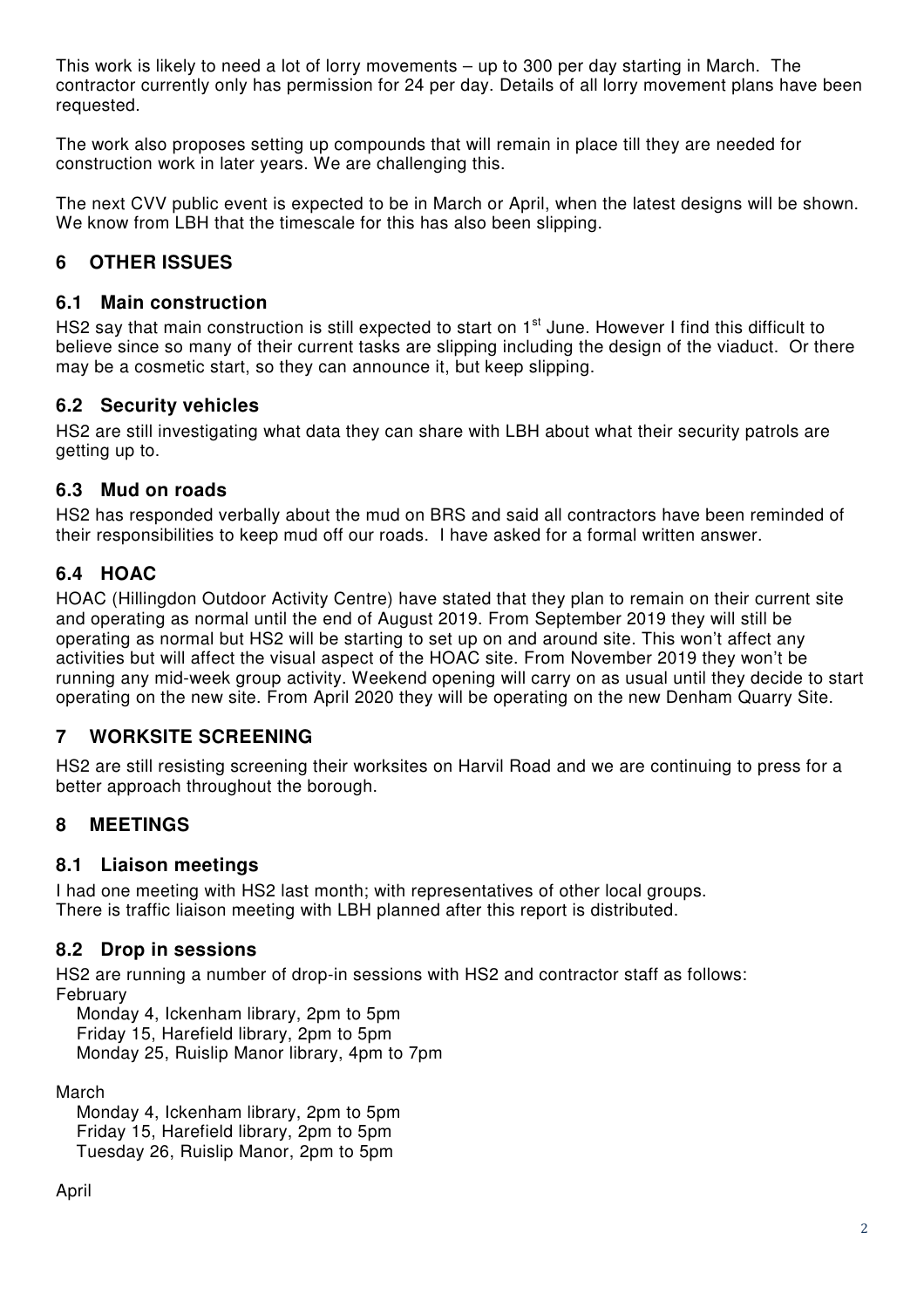This work is likely to need a lot of lorry movements – up to 300 per day starting in March. The contractor currently only has permission for 24 per day. Details of all lorry movement plans have been requested.

The work also proposes setting up compounds that will remain in place till they are needed for construction work in later years. We are challenging this.

The next CVV public event is expected to be in March or April, when the latest designs will be shown. We know from LBH that the timescale for this has also been slipping.

## 6 OTHER ISSUES

### 6.1 Main construction

HS2 say that main construction is still expected to start on 1st June. However I find this difficult to believe since so many of their current tasks are slipping including the design of the viaduct. Or there may be a cosmetic start, so they can announce it, but keep slipping.

### 6.2 Security vehicles

HS2 are still investigating what data they can share with LBH about what their security patrols are getting up to.

### 6.3 Mud on roads

HS2 has responded verbally about the mud on BRS and said all contractors have been reminded of their responsibilities to keep mud off our roads. I have asked for a formal written answer.

### 6.4 HOAC

HOAC (Hillingdon Outdoor Activity Centre) have stated that they plan to remain on their current site and operating as normal until the end of August 2019. From September 2019 they will still be operating as normal but HS2 will be starting to set up on and around site. This won't affect any activities but will affect the visual aspect of the HOAC site. From November 2019 they won't be running any mid-week group activity. Weekend opening will carry on as usual until they decide to start operating on the new site. From April 2020 they will be operating on the new Denham Quarry Site.

## 7 WORKSITE SCREENING

HS2 are still resisting screening their worksites on Harvil Road and we are continuing to press for a better approach throughout the borough.

## 8 MEETINGS

### 8.1 Liaison meetings

I had one meeting with HS2 last month; with representatives of other local groups.
There is traffic liaison meeting with LBH planned after this report is distributed.

### 8.2 Drop in sessions

HS2 are running a number of drop-in sessions with HS2 and contractor staff as follows:

February
- Monday 4, Ickenham library, 2pm to 5pm
- Friday 15, Harefield library, 2pm to 5pm
- Monday 25, Ruislip Manor library, 4pm to 7pm

March
- Monday 4, Ickenham library, 2pm to 5pm
- Friday 15, Harefield library, 2pm to 5pm
- Tuesday 26, Ruislip Manor, 2pm to 5pm

April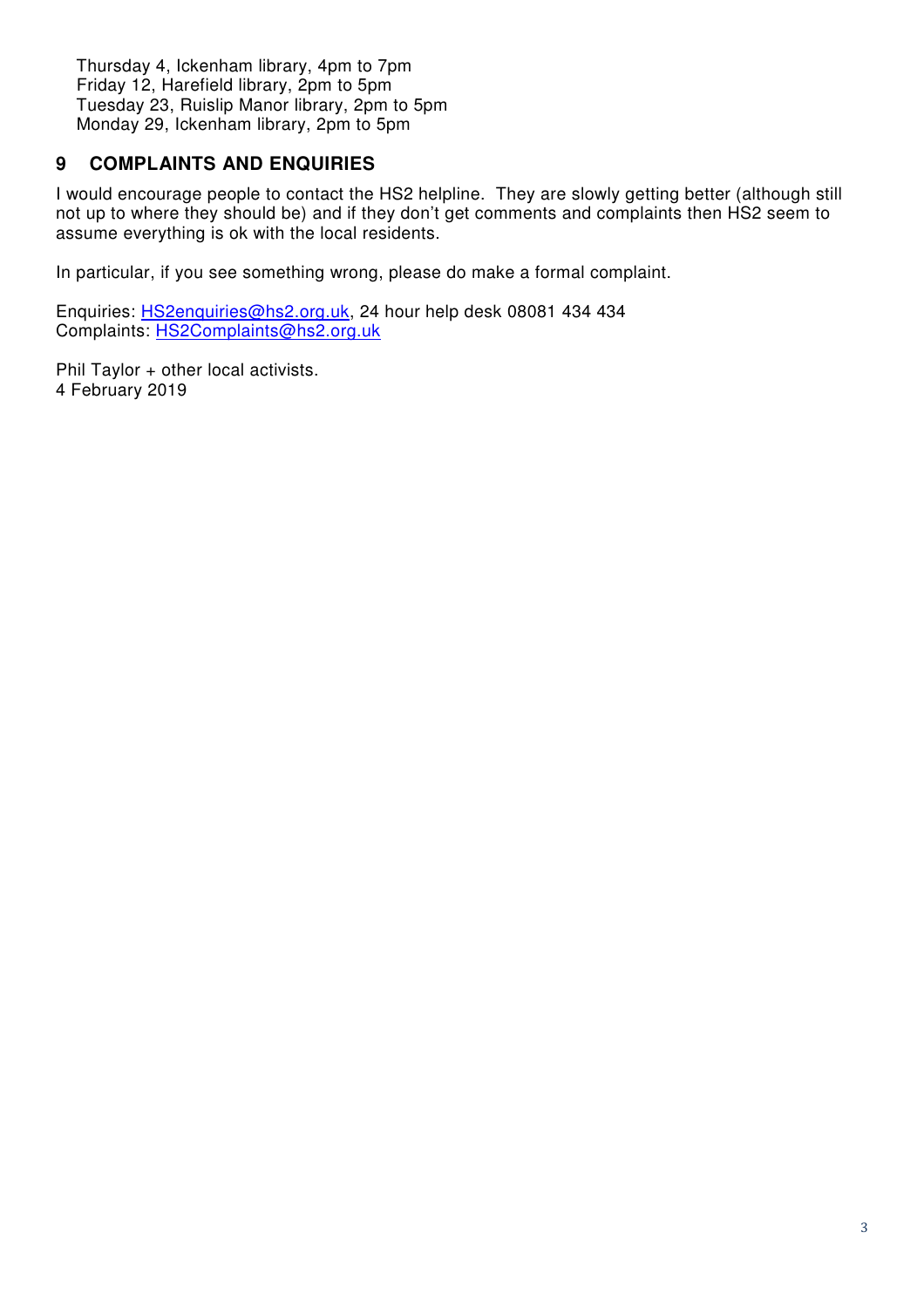Thursday 4, Ickenham library, 4pm to 7pm  
Friday 12, Harefield library, 2pm to 5pm  
Tuesday 23, Ruislip Manor library, 2pm to 5pm  
Monday 29, Ickenham library, 2pm to 5pm

## 9 COMPLAINTS AND ENQUIRIES

I would encourage people to contact the HS2 helpline. They are slowly getting better (although still not up to where they should be) and if they don't get comments and complaints then HS2 seem to assume everything is ok with the local residents.

In particular, if you see something wrong, please do make a formal complaint.

Enquiries: HS2enquiries@hs2.org.uk, 24 hour help desk 08081 434 434  
Complaints: HS2Complaints@hs2.org.uk

Phil Taylor + other local activists.  
4 February 2019